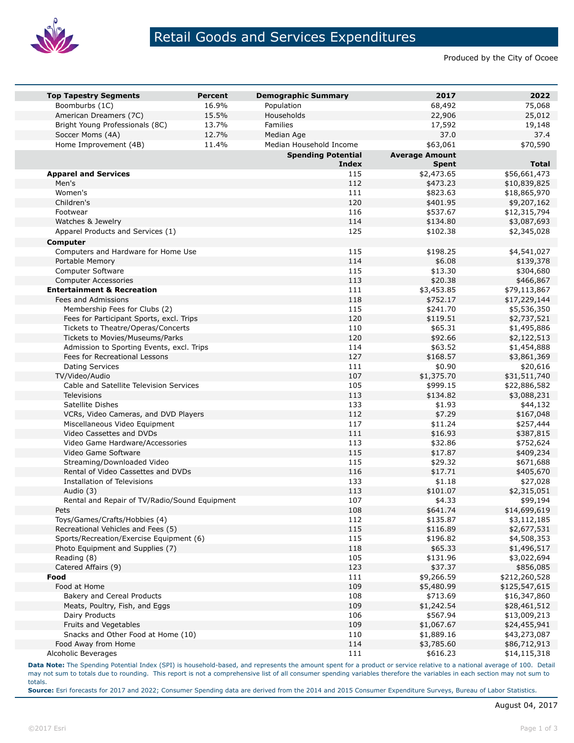# Retail Goods and Services Expenditures

Produced by the City of Ocoee

| Top Tapestry Segments | Percent | Demographic Summary | 2017 | 2022 |
|---|---|---|---|---|
| Boomburbs (1C) | 16.9% | Population | 68,492 | 75,068 |
| American Dreamers (7C) | 15.5% | Households | 22,906 | 25,012 |
| Bright Young Professionals (8C) | 13.7% | Families | 17,592 | 19,148 |
| Soccer Moms (4A) | 12.7% | Median Age | 37.0 | 37.4 |
| Home Improvement (4B) | 11.4% | Median Household Income | $63,061 | $70,590 |

| | Spending Potential Index | Average Amount Spent | Total |
|---|---|---|---|
| **Apparel and Services** | 115 | $2,473.65 | $56,661,473 |
| Men's | 112 | $473.23 | $10,839,825 |
| Women's | 111 | $823.63 | $18,865,970 |
| Children's | 120 | $401.95 | $9,207,162 |
| Footwear | 116 | $537.67 | $12,315,794 |
| Watches & Jewelry | 114 | $134.80 | $3,087,693 |
| Apparel Products and Services (1) | 125 | $102.38 | $2,345,028 |
| **Computer** | | | |
| Computers and Hardware for Home Use | 115 | $198.25 | $4,541,027 |
| Portable Memory | 114 | $6.08 | $139,378 |
| Computer Software | 115 | $13.30 | $304,680 |
| Computer Accessories | 113 | $20.38 | $466,867 |
| **Entertainment & Recreation** | 111 | $3,453.85 | $79,113,867 |
| Fees and Admissions | 118 | $752.17 | $17,229,144 |
| Membership Fees for Clubs (2) | 115 | $241.70 | $5,536,350 |
| Fees for Participant Sports, excl. Trips | 120 | $119.51 | $2,737,521 |
| Tickets to Theatre/Operas/Concerts | 110 | $65.31 | $1,495,886 |
| Tickets to Movies/Museums/Parks | 120 | $92.66 | $2,122,513 |
| Admission to Sporting Events, excl. Trips | 114 | $63.52 | $1,454,888 |
| Fees for Recreational Lessons | 127 | $168.57 | $3,861,369 |
| Dating Services | 111 | $0.90 | $20,616 |
| TV/Video/Audio | 107 | $1,375.70 | $31,511,740 |
| Cable and Satellite Television Services | 105 | $999.15 | $22,886,582 |
| Televisions | 113 | $134.82 | $3,088,231 |
| Satellite Dishes | 133 | $1.93 | $44,132 |
| VCRs, Video Cameras, and DVD Players | 112 | $7.29 | $167,048 |
| Miscellaneous Video Equipment | 117 | $11.24 | $257,444 |
| Video Cassettes and DVDs | 111 | $16.93 | $387,815 |
| Video Game Hardware/Accessories | 113 | $32.86 | $752,624 |
| Video Game Software | 115 | $17.87 | $409,234 |
| Streaming/Downloaded Video | 115 | $29.32 | $671,688 |
| Rental of Video Cassettes and DVDs | 116 | $17.71 | $405,670 |
| Installation of Televisions | 133 | $1.18 | $27,028 |
| Audio (3) | 113 | $101.07 | $2,315,051 |
| Rental and Repair of TV/Radio/Sound Equipment | 107 | $4.33 | $99,194 |
| Pets | 108 | $641.74 | $14,699,619 |
| Toys/Games/Crafts/Hobbies (4) | 112 | $135.87 | $3,112,185 |
| Recreational Vehicles and Fees (5) | 115 | $116.89 | $2,677,531 |
| Sports/Recreation/Exercise Equipment (6) | 115 | $196.82 | $4,508,353 |
| Photo Equipment and Supplies (7) | 118 | $65.33 | $1,496,517 |
| Reading (8) | 105 | $131.96 | $3,022,694 |
| Catered Affairs (9) | 123 | $37.37 | $856,085 |
| **Food** | 111 | $9,266.59 | $212,260,528 |
| Food at Home | 109 | $5,480.99 | $125,547,615 |
| Bakery and Cereal Products | 108 | $713.69 | $16,347,860 |
| Meats, Poultry, Fish, and Eggs | 109 | $1,242.54 | $28,461,512 |
| Dairy Products | 106 | $567.94 | $13,009,213 |
| Fruits and Vegetables | 109 | $1,067.67 | $24,455,941 |
| Snacks and Other Food at Home (10) | 110 | $1,889.16 | $43,273,087 |
| Food Away from Home | 114 | $3,785.60 | $86,712,913 |
| Alcoholic Beverages | 111 | $616.23 | $14,115,318 |

**Data Note:** The Spending Potential Index (SPI) is household-based, and represents the amount spent for a product or service relative to a national average of 100. Detail may not sum to totals due to rounding. This report is not a comprehensive list of all consumer spending variables therefore the variables in each section may not sum to totals.

**Source:** Esri forecasts for 2017 and 2022; Consumer Spending data are derived from the 2014 and 2015 Consumer Expenditure Surveys, Bureau of Labor Statistics.

August 04, 2017

©2017 Esri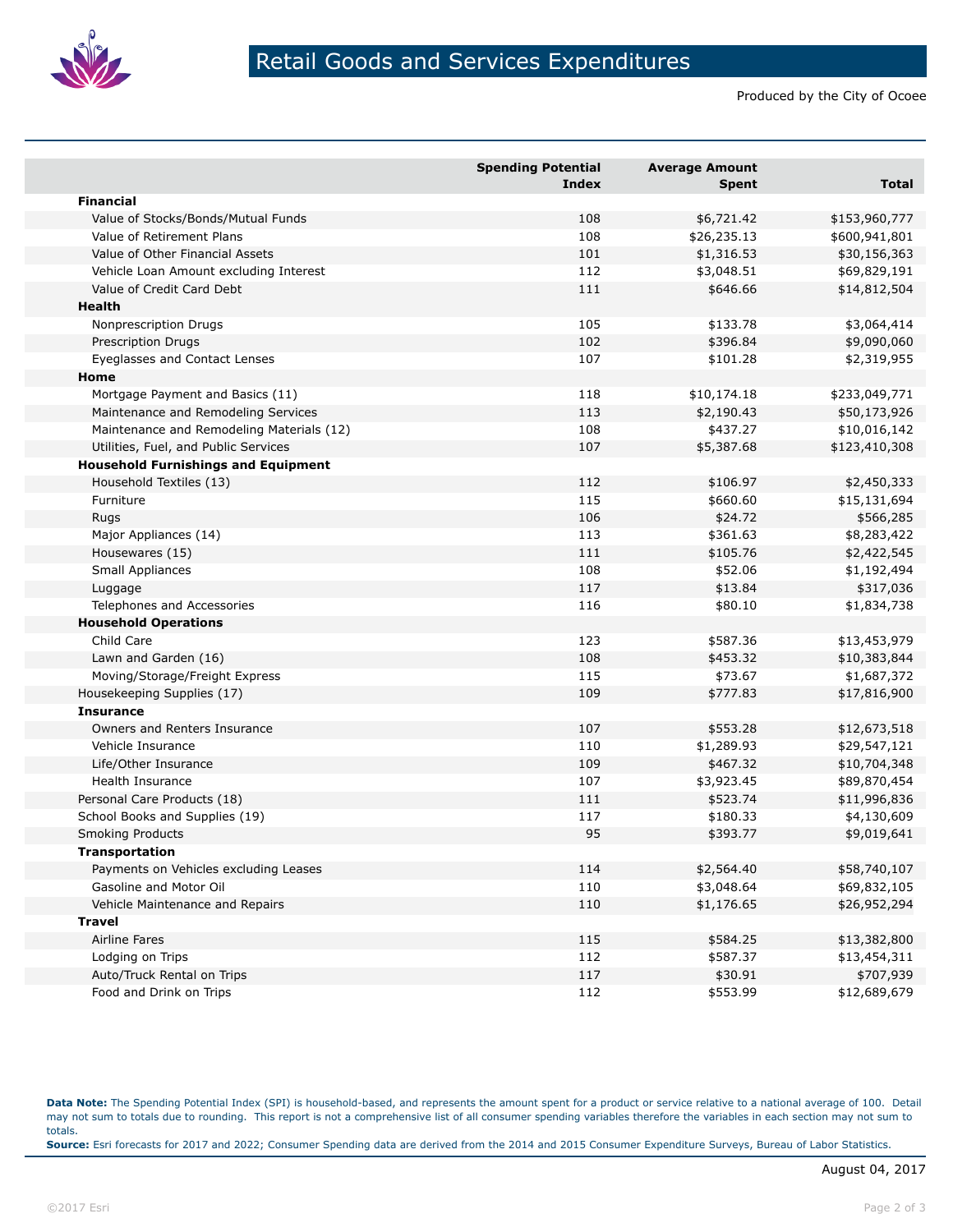# Retail Goods and Services Expenditures

Produced by the City of Ocoee

| | Spending Potential Index | Average Amount Spent | Total |
|---|---|---|---|
| **Financial** | | | |
| Value of Stocks/Bonds/Mutual Funds | 108 | $6,721.42 | $153,960,777 |
| Value of Retirement Plans | 108 | $26,235.13 | $600,941,801 |
| Value of Other Financial Assets | 101 | $1,316.53 | $30,156,363 |
| Vehicle Loan Amount excluding Interest | 112 | $3,048.51 | $69,829,191 |
| Value of Credit Card Debt | 111 | $646.66 | $14,812,504 |
| **Health** | | | |
| Nonprescription Drugs | 105 | $133.78 | $3,064,414 |
| Prescription Drugs | 102 | $396.84 | $9,090,060 |
| Eyeglasses and Contact Lenses | 107 | $101.28 | $2,319,955 |
| **Home** | | | |
| Mortgage Payment and Basics (11) | 118 | $10,174.18 | $233,049,771 |
| Maintenance and Remodeling Services | 113 | $2,190.43 | $50,173,926 |
| Maintenance and Remodeling Materials (12) | 108 | $437.27 | $10,016,142 |
| Utilities, Fuel, and Public Services | 107 | $5,387.68 | $123,410,308 |
| **Household Furnishings and Equipment** | | | |
| Household Textiles (13) | 112 | $106.97 | $2,450,333 |
| Furniture | 115 | $660.60 | $15,131,694 |
| Rugs | 106 | $24.72 | $566,285 |
| Major Appliances (14) | 113 | $361.63 | $8,283,422 |
| Housewares (15) | 111 | $105.76 | $2,422,545 |
| Small Appliances | 108 | $52.06 | $1,192,494 |
| Luggage | 117 | $13.84 | $317,036 |
| Telephones and Accessories | 116 | $80.10 | $1,834,738 |
| **Household Operations** | | | |
| Child Care | 123 | $587.36 | $13,453,979 |
| Lawn and Garden (16) | 108 | $453.32 | $10,383,844 |
| Moving/Storage/Freight Express | 115 | $73.67 | $1,687,372 |
| Housekeeping Supplies (17) | 109 | $777.83 | $17,816,900 |
| **Insurance** | | | |
| Owners and Renters Insurance | 107 | $553.28 | $12,673,518 |
| Vehicle Insurance | 110 | $1,289.93 | $29,547,121 |
| Life/Other Insurance | 109 | $467.32 | $10,704,348 |
| Health Insurance | 107 | $3,923.45 | $89,870,454 |
| Personal Care Products (18) | 111 | $523.74 | $11,996,836 |
| School Books and Supplies (19) | 117 | $180.33 | $4,130,609 |
| Smoking Products | 95 | $393.77 | $9,019,641 |
| **Transportation** | | | |
| Payments on Vehicles excluding Leases | 114 | $2,564.40 | $58,740,107 |
| Gasoline and Motor Oil | 110 | $3,048.64 | $69,832,105 |
| Vehicle Maintenance and Repairs | 110 | $1,176.65 | $26,952,294 |
| **Travel** | | | |
| Airline Fares | 115 | $584.25 | $13,382,800 |
| Lodging on Trips | 112 | $587.37 | $13,454,311 |
| Auto/Truck Rental on Trips | 117 | $30.91 | $707,939 |
| Food and Drink on Trips | 112 | $553.99 | $12,689,679 |

**Data Note:** The Spending Potential Index (SPI) is household-based, and represents the amount spent for a product or service relative to a national average of 100. Detail may not sum to totals due to rounding. This report is not a comprehensive list of all consumer spending variables therefore the variables in each section may not sum to totals.
**Source:** Esri forecasts for 2017 and 2022; Consumer Spending data are derived from the 2014 and 2015 Consumer Expenditure Surveys, Bureau of Labor Statistics.

August 04, 2017

©2017 Esri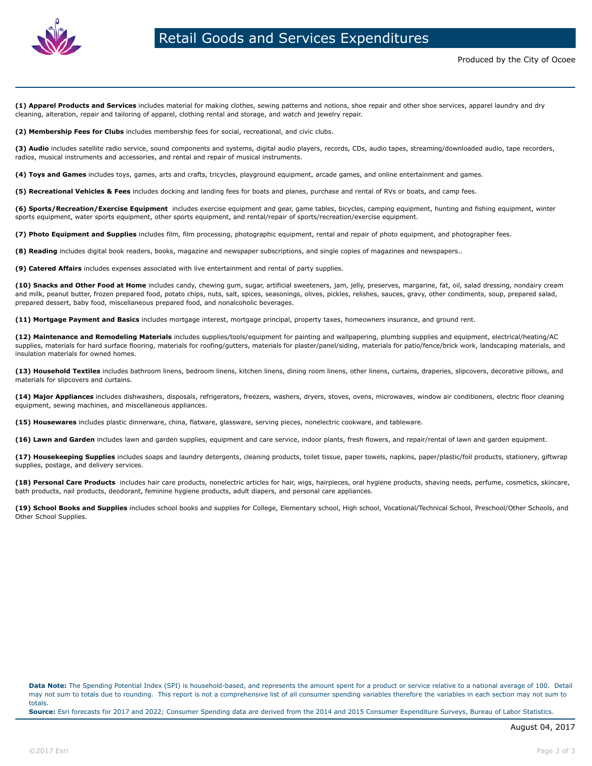# Retail Goods and Services Expenditures

Produced by the City of Ocoee

**(1) Apparel Products and Services** includes material for making clothes, sewing patterns and notions, shoe repair and other shoe services, apparel laundry and dry cleaning, alteration, repair and tailoring of apparel, clothing rental and storage, and watch and jewelry repair.

**(2) Membership Fees for Clubs** includes membership fees for social, recreational, and civic clubs.

**(3) Audio** includes satellite radio service, sound components and systems, digital audio players, records, CDs, audio tapes, streaming/downloaded audio, tape recorders, radios, musical instruments and accessories, and rental and repair of musical instruments.

**(4) Toys and Games** includes toys, games, arts and crafts, tricycles, playground equipment, arcade games, and online entertainment and games.

**(5) Recreational Vehicles & Fees** includes docking and landing fees for boats and planes, purchase and rental of RVs or boats, and camp fees.

**(6) Sports/Recreation/Exercise Equipment** includes exercise equipment and gear, game tables, bicycles, camping equipment, hunting and fishing equipment, winter sports equipment, water sports equipment, other sports equipment, and rental/repair of sports/recreation/exercise equipment.

**(7) Photo Equipment and Supplies** includes film, film processing, photographic equipment, rental and repair of photo equipment, and photographer fees.

**(8) Reading** includes digital book readers, books, magazine and newspaper subscriptions, and single copies of magazines and newspapers..

**(9) Catered Affairs** includes expenses associated with live entertainment and rental of party supplies.

**(10) Snacks and Other Food at Home** includes candy, chewing gum, sugar, artificial sweeteners, jam, jelly, preserves, margarine, fat, oil, salad dressing, nondairy cream and milk, peanut butter, frozen prepared food, potato chips, nuts, salt, spices, seasonings, olives, pickles, relishes, sauces, gravy, other condiments, soup, prepared salad, prepared dessert, baby food, miscellaneous prepared food, and nonalcoholic beverages.

**(11) Mortgage Payment and Basics** includes mortgage interest, mortgage principal, property taxes, homeowners insurance, and ground rent.

**(12) Maintenance and Remodeling Materials** includes supplies/tools/equipment for painting and wallpapering, plumbing supplies and equipment, electrical/heating/AC supplies, materials for hard surface flooring, materials for roofing/gutters, materials for plaster/panel/siding, materials for patio/fence/brick work, landscaping materials, and insulation materials for owned homes.

**(13) Household Textiles** includes bathroom linens, bedroom linens, kitchen linens, dining room linens, other linens, curtains, draperies, slipcovers, decorative pillows, and materials for slipcovers and curtains.

**(14) Major Appliances** includes dishwashers, disposals, refrigerators, freezers, washers, dryers, stoves, ovens, microwaves, window air conditioners, electric floor cleaning equipment, sewing machines, and miscellaneous appliances.

**(15) Housewares** includes plastic dinnerware, china, flatware, glassware, serving pieces, nonelectric cookware, and tableware.

**(16) Lawn and Garden** includes lawn and garden supplies, equipment and care service, indoor plants, fresh flowers, and repair/rental of lawn and garden equipment.

**(17) Housekeeping Supplies** includes soaps and laundry detergents, cleaning products, toilet tissue, paper towels, napkins, paper/plastic/foil products, stationery, giftwrap supplies, postage, and delivery services.

**(18) Personal Care Products** includes hair care products, nonelectric articles for hair, wigs, hairpieces, oral hygiene products, shaving needs, perfume, cosmetics, skincare, bath products, nail products, deodorant, feminine hygiene products, adult diapers, and personal care appliances.

**(19) School Books and Supplies** includes school books and supplies for College, Elementary school, High school, Vocational/Technical School, Preschool/Other Schools, and Other School Supplies.

**Data Note:** The Spending Potential Index (SPI) is household-based, and represents the amount spent for a product or service relative to a national average of 100. Detail may not sum to totals due to rounding. This report is not a comprehensive list of all consumer spending variables therefore the variables in each section may not sum to totals.

**Source:** Esri forecasts for 2017 and 2022; Consumer Spending data are derived from the 2014 and 2015 Consumer Expenditure Surveys, Bureau of Labor Statistics.

August 04, 2017

©2017 Esri